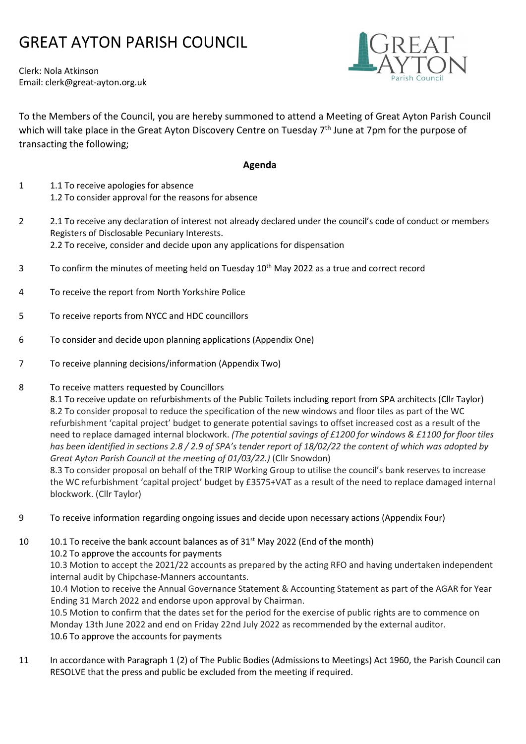# GREAT AYTON PARISH COUNCIL

Clerk: Nola Atkinson
Email: clerk@great-ayton.org.uk

To the Members of the Council, you are hereby summoned to attend a Meeting of Great Ayton Parish Council which will take place in the Great Ayton Discovery Centre on Tuesday 7th June at 7pm for the purpose of transacting the following;

## Agenda

1. 1.1 To receive apologies for absence
   1.2 To consider approval for the reasons for absence

2. 2.1 To receive any declaration of interest not already declared under the council's code of conduct or members Registers of Disclosable Pecuniary Interests.
   2.2 To receive, consider and decide upon any applications for dispensation

3. To confirm the minutes of meeting held on Tuesday 10th May 2022 as a true and correct record

4. To receive the report from North Yorkshire Police

5. To receive reports from NYCC and HDC councillors

6. To consider and decide upon planning applications (Appendix One)

7. To receive planning decisions/information (Appendix Two)

8. To receive matters requested by Councillors
   8.1 To receive update on refurbishments of the Public Toilets including report from SPA architects (Cllr Taylor)
   8.2 To consider proposal to reduce the specification of the new windows and floor tiles as part of the WC refurbishment 'capital project' budget to generate potential savings to offset increased cost as a result of the need to replace damaged internal blockwork. *(The potential savings of £1200 for windows & £1100 for floor tiles has been identified in sections 2.8 / 2.9 of SPA's tender report of 18/02/22 the content of which was adopted by Great Ayton Parish Council at the meeting of 01/03/22.)* (Cllr Snowdon)
   8.3 To consider proposal on behalf of the TRIP Working Group to utilise the council's bank reserves to increase the WC refurbishment 'capital project' budget by £3575+VAT as a result of the need to replace damaged internal blockwork. (Cllr Taylor)

9. To receive information regarding ongoing issues and decide upon necessary actions (Appendix Four)

10. 10.1 To receive the bank account balances as of 31st May 2022 (End of the month)
    10.2 To approve the accounts for payments
    10.3 Motion to accept the 2021/22 accounts as prepared by the acting RFO and having undertaken independent internal audit by Chipchase-Manners accountants.
    10.4 Motion to receive the Annual Governance Statement & Accounting Statement as part of the AGAR for Year Ending 31 March 2022 and endorse upon approval by Chairman.
    10.5 Motion to confirm that the dates set for the period for the exercise of public rights are to commence on Monday 13th June 2022 and end on Friday 22nd July 2022 as recommended by the external auditor.
    10.6 To approve the accounts for payments

11. In accordance with Paragraph 1 (2) of The Public Bodies (Admissions to Meetings) Act 1960, the Parish Council can RESOLVE that the press and public be excluded from the meeting if required.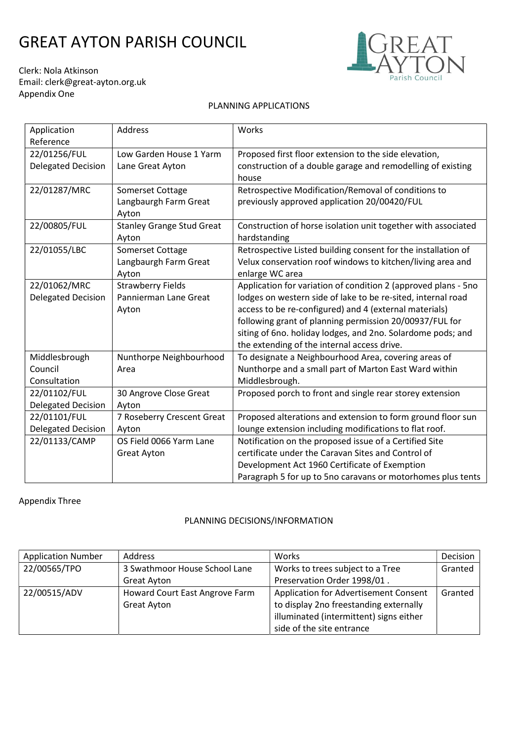# GREAT AYTON PARISH COUNCIL

Clerk: Nola Atkinson
Email: clerk@great-ayton.org.uk
Appendix One

PLANNING APPLICATIONS

| Application Reference | Address | Works |
|---|---|---|
| 22/01256/FUL Delegated Decision | Low Garden House 1 Yarm Lane Great Ayton | Proposed first floor extension to the side elevation, construction of a double garage and remodelling of existing house |
| 22/01287/MRC | Somerset Cottage Langbaurgh Farm Great Ayton | Retrospective Modification/Removal of conditions to previously approved application 20/00420/FUL |
| 22/00805/FUL | Stanley Grange Stud Great Ayton | Construction of horse isolation unit together with associated hardstanding |
| 22/01055/LBC | Somerset Cottage Langbaurgh Farm Great Ayton | Retrospective Listed building consent for the installation of Velux conservation roof windows to kitchen/living area and enlarge WC area |
| 22/01062/MRC Delegated Decision | Strawberry Fields Pannierman Lane Great Ayton | Application for variation of condition 2 (approved plans - 5no lodges on western side of lake to be re-sited, internal road access to be re-configured) and 4 (external materials) following grant of planning permission 20/00937/FUL for siting of 6no. holiday lodges, and 2no. Solardome pods; and the extending of the internal access drive. |
| Middlesbrough Council Consultation | Nunthorpe Neighbourhood Area | To designate a Neighbourhood Area, covering areas of Nunthorpe and a small part of Marton East Ward within Middlesbrough. |
| 22/01102/FUL Delegated Decision | 30 Angrove Close Great Ayton | Proposed porch to front and single rear storey extension |
| 22/01101/FUL Delegated Decision | 7 Roseberry Crescent Great Ayton | Proposed alterations and extension to form ground floor sun lounge extension including modifications to flat roof. |
| 22/01133/CAMP | OS Field 0066 Yarm Lane Great Ayton | Notification on the proposed issue of a Certified Site certificate under the Caravan Sites and Control of Development Act 1960 Certificate of Exemption Paragraph 5 for up to 5no caravans or motorhomes plus tents |

Appendix Three

PLANNING DECISIONS/INFORMATION

| Application Number | Address | Works | Decision |
|---|---|---|---|
| 22/00565/TPO | 3 Swathmoor House School Lane Great Ayton | Works to trees subject to a Tree Preservation Order 1998/01 . | Granted |
| 22/00515/ADV | Howard Court East Angrove Farm Great Ayton | Application for Advertisement Consent to display 2no freestanding externally illuminated (intermittent) signs either side of the site entrance | Granted |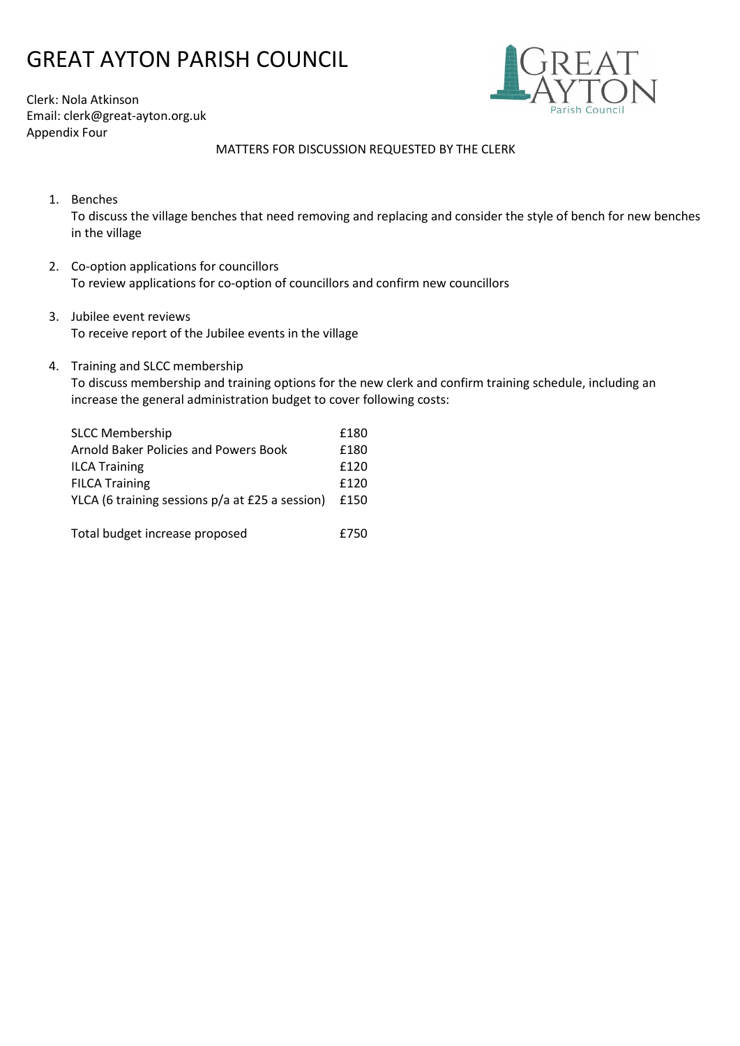# GREAT AYTON PARISH COUNCIL

Clerk: Nola Atkinson
Email: clerk@great-ayton.org.uk
Appendix Four

MATTERS FOR DISCUSSION REQUESTED BY THE CLERK

1. Benches
   To discuss the village benches that need removing and replacing and consider the style of bench for new benches in the village

2. Co-option applications for councillors
   To review applications for co-option of councillors and confirm new councillors

3. Jubilee event reviews
   To receive report of the Jubilee events in the village

4. Training and SLCC membership
   To discuss membership and training options for the new clerk and confirm training schedule, including an increase the general administration budget to cover following costs:

| | |
|---|---|
| SLCC Membership | £180 |
| Arnold Baker Policies and Powers Book | £180 |
| ILCA Training | £120 |
| FILCA Training | £120 |
| YLCA (6 training sessions p/a at £25 a session) | £150 |
| Total budget increase proposed | £750 |